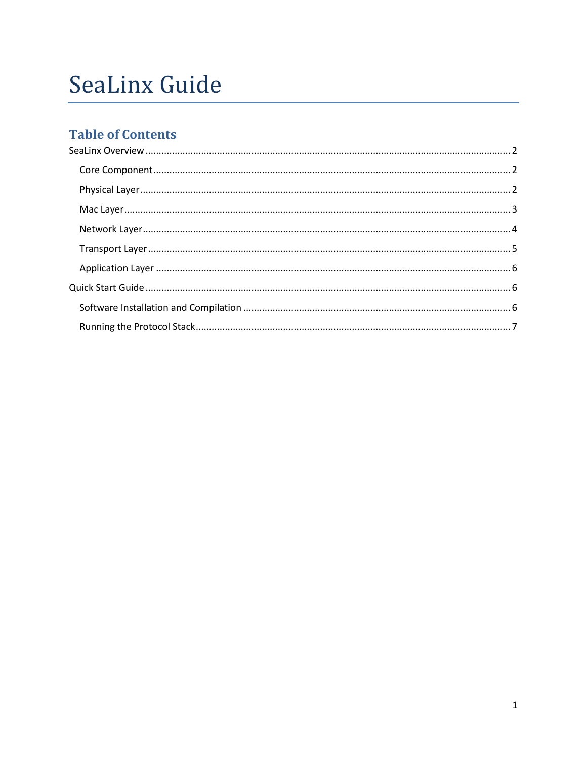# SeaLinx Guide

## Table of Contents

- SeaLinx Overview ..... 2
  - Core Component ..... 2
  - Physical Layer ..... 2
  - Mac Layer ..... 3
  - Network Layer ..... 4
  - Transport Layer ..... 5
  - Application Layer ..... 6
- Quick Start Guide ..... 6
  - Software Installation and Compilation ..... 6
  - Running the Protocol Stack ..... 7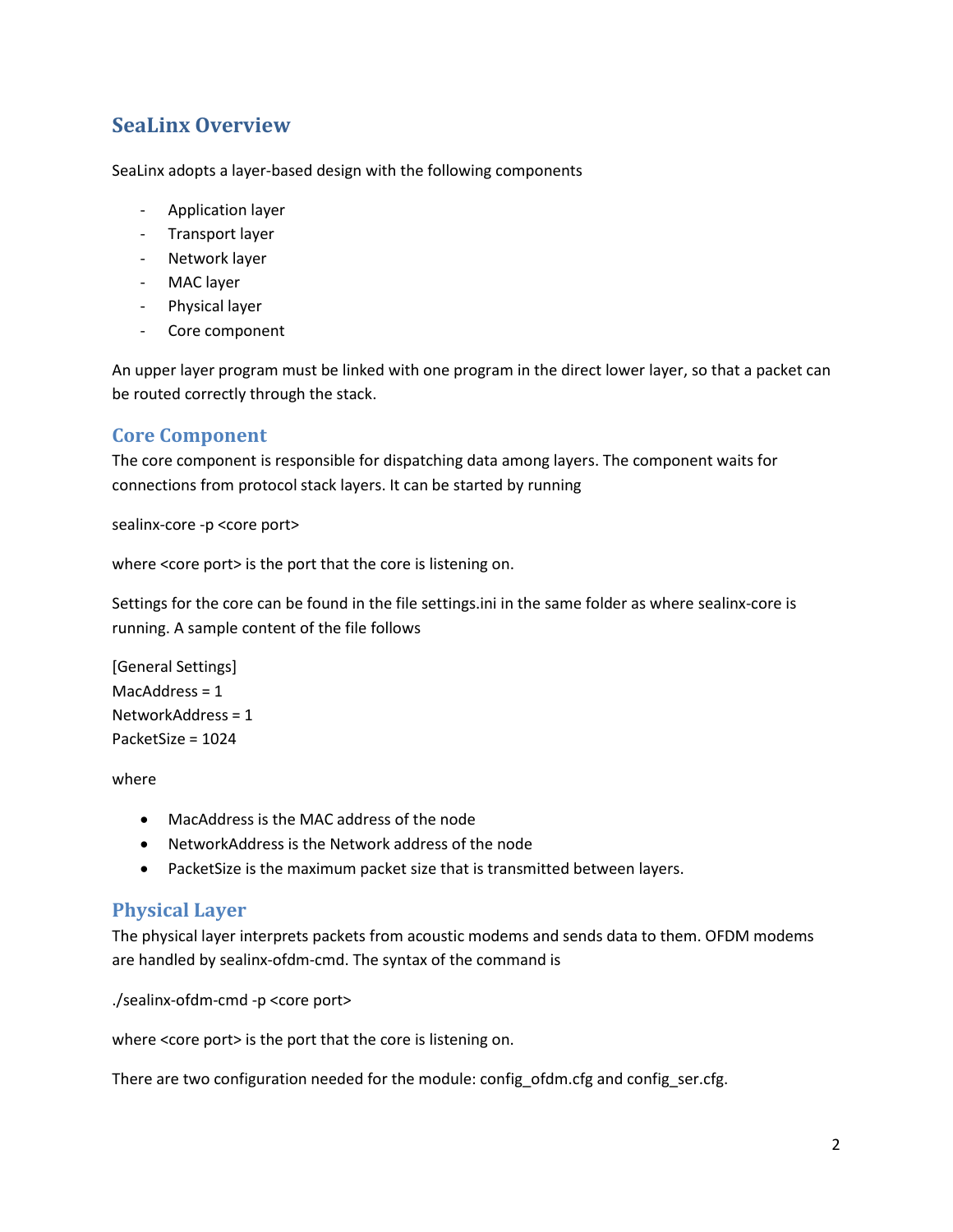# SeaLinx Overview

SeaLinx adopts a layer-based design with the following components

- Application layer
- Transport layer
- Network layer
- MAC layer
- Physical layer
- Core component

An upper layer program must be linked with one program in the direct lower layer, so that a packet can be routed correctly through the stack.

## Core Component

The core component is responsible for dispatching data among layers. The component waits for connections from protocol stack layers. It can be started by running

sealinx-core -p <core port>

where <core port> is the port that the core is listening on.

Settings for the core can be found in the file settings.ini in the same folder as where sealinx-core is running. A sample content of the file follows

```
[General Settings]
MacAddress = 1
NetworkAddress = 1
PacketSize = 1024
```

where

- MacAddress is the MAC address of the node
- NetworkAddress is the Network address of the node
- PacketSize is the maximum packet size that is transmitted between layers.

## Physical Layer

The physical layer interprets packets from acoustic modems and sends data to them. OFDM modems are handled by sealinx-ofdm-cmd. The syntax of the command is

./sealinx-ofdm-cmd -p <core port>

where <core port> is the port that the core is listening on.

There are two configuration needed for the module: config_ofdm.cfg and config_ser.cfg.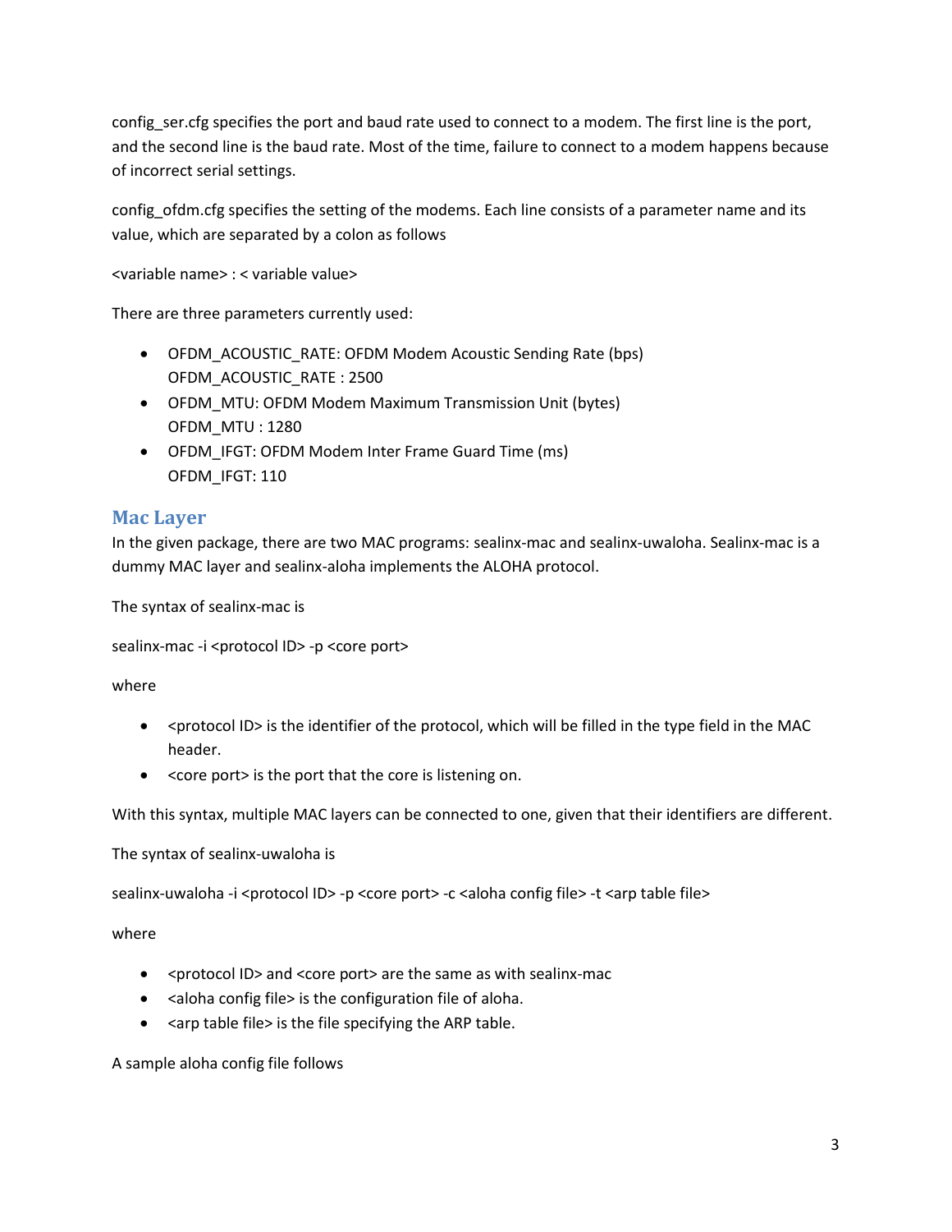config_ser.cfg specifies the port and baud rate used to connect to a modem. The first line is the port, and the second line is the baud rate. Most of the time, failure to connect to a modem happens because of incorrect serial settings.

config_ofdm.cfg specifies the setting of the modems. Each line consists of a parameter name and its value, which are separated by a colon as follows

<variable name> : < variable value>

There are three parameters currently used:

- OFDM_ACOUSTIC_RATE: OFDM Modem Acoustic Sending Rate (bps)
  OFDM_ACOUSTIC_RATE : 2500
- OFDM_MTU: OFDM Modem Maximum Transmission Unit (bytes)
  OFDM_MTU : 1280
- OFDM_IFGT: OFDM Modem Inter Frame Guard Time (ms)
  OFDM_IFGT: 110

## Mac Layer

In the given package, there are two MAC programs: sealinx-mac and sealinx-uwaloha. Sealinx-mac is a dummy MAC layer and sealinx-aloha implements the ALOHA protocol.

The syntax of sealinx-mac is

sealinx-mac -i <protocol ID> -p <core port>

where

- <protocol ID> is the identifier of the protocol, which will be filled in the type field in the MAC header.
- <core port> is the port that the core is listening on.

With this syntax, multiple MAC layers can be connected to one, given that their identifiers are different.

The syntax of sealinx-uwaloha is

sealinx-uwaloha -i <protocol ID> -p <core port> -c <aloha config file> -t <arp table file>

where

- <protocol ID> and <core port> are the same as with sealinx-mac
- <aloha config file> is the configuration file of aloha.
- <arp table file> is the file specifying the ARP table.

A sample aloha config file follows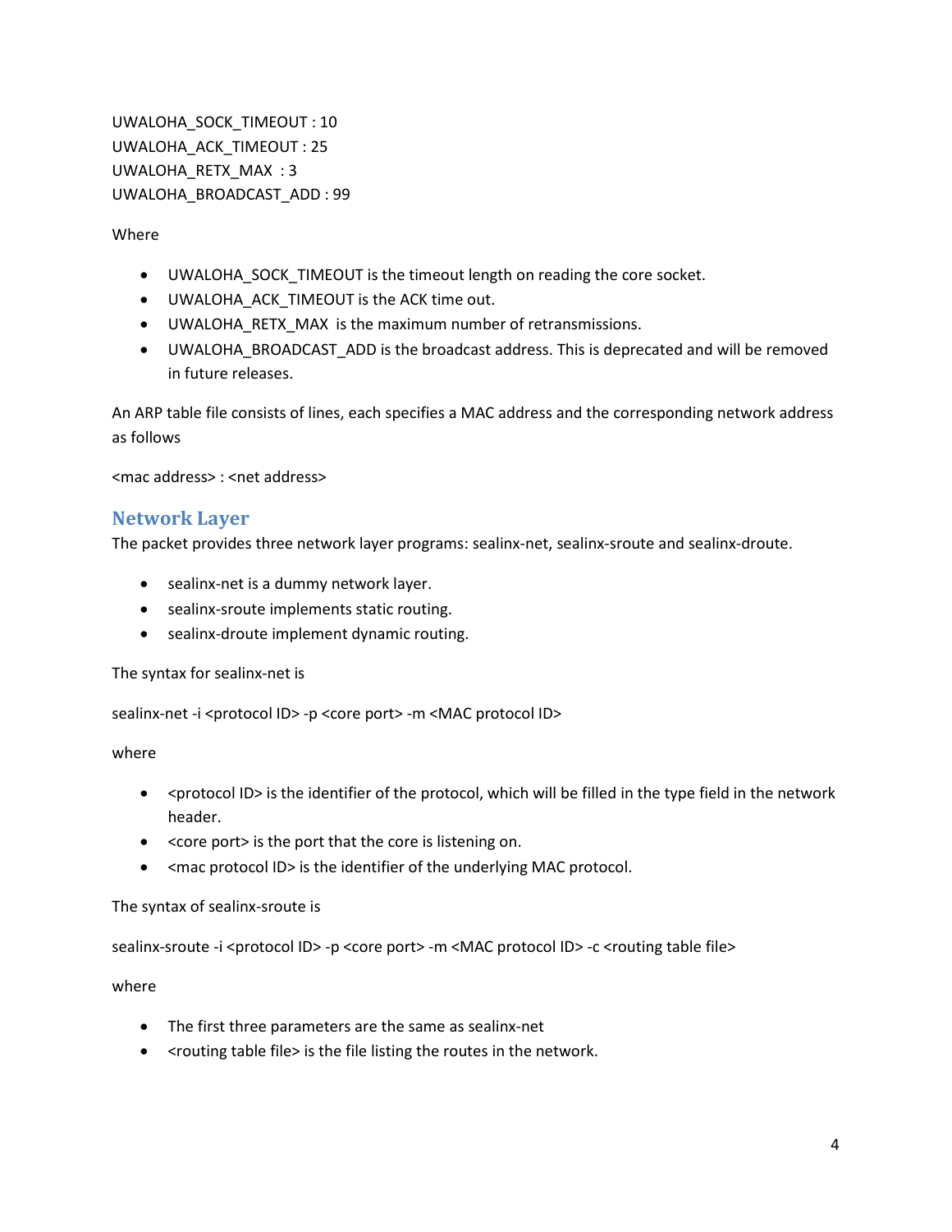UWALOHA_SOCK_TIMEOUT : 10
UWALOHA_ACK_TIMEOUT : 25
UWALOHA_RETX_MAX : 3
UWALOHA_BROADCAST_ADD : 99

Where

- UWALOHA_SOCK_TIMEOUT is the timeout length on reading the core socket.
- UWALOHA_ACK_TIMEOUT is the ACK time out.
- UWALOHA_RETX_MAX is the maximum number of retransmissions.
- UWALOHA_BROADCAST_ADD is the broadcast address. This is deprecated and will be removed in future releases.

An ARP table file consists of lines, each specifies a MAC address and the corresponding network address as follows

<mac address> : <net address>

## Network Layer

The packet provides three network layer programs: sealinx-net, sealinx-sroute and sealinx-droute.

- sealinx-net is a dummy network layer.
- sealinx-sroute implements static routing.
- sealinx-droute implement dynamic routing.

The syntax for sealinx-net is

sealinx-net -i <protocol ID> -p <core port> -m <MAC protocol ID>

where

- <protocol ID> is the identifier of the protocol, which will be filled in the type field in the network header.
- <core port> is the port that the core is listening on.
- <mac protocol ID> is the identifier of the underlying MAC protocol.

The syntax of sealinx-sroute is

sealinx-sroute -i <protocol ID> -p <core port> -m <MAC protocol ID> -c <routing table file>

where

- The first three parameters are the same as sealinx-net
- <routing table file> is the file listing the routes in the network.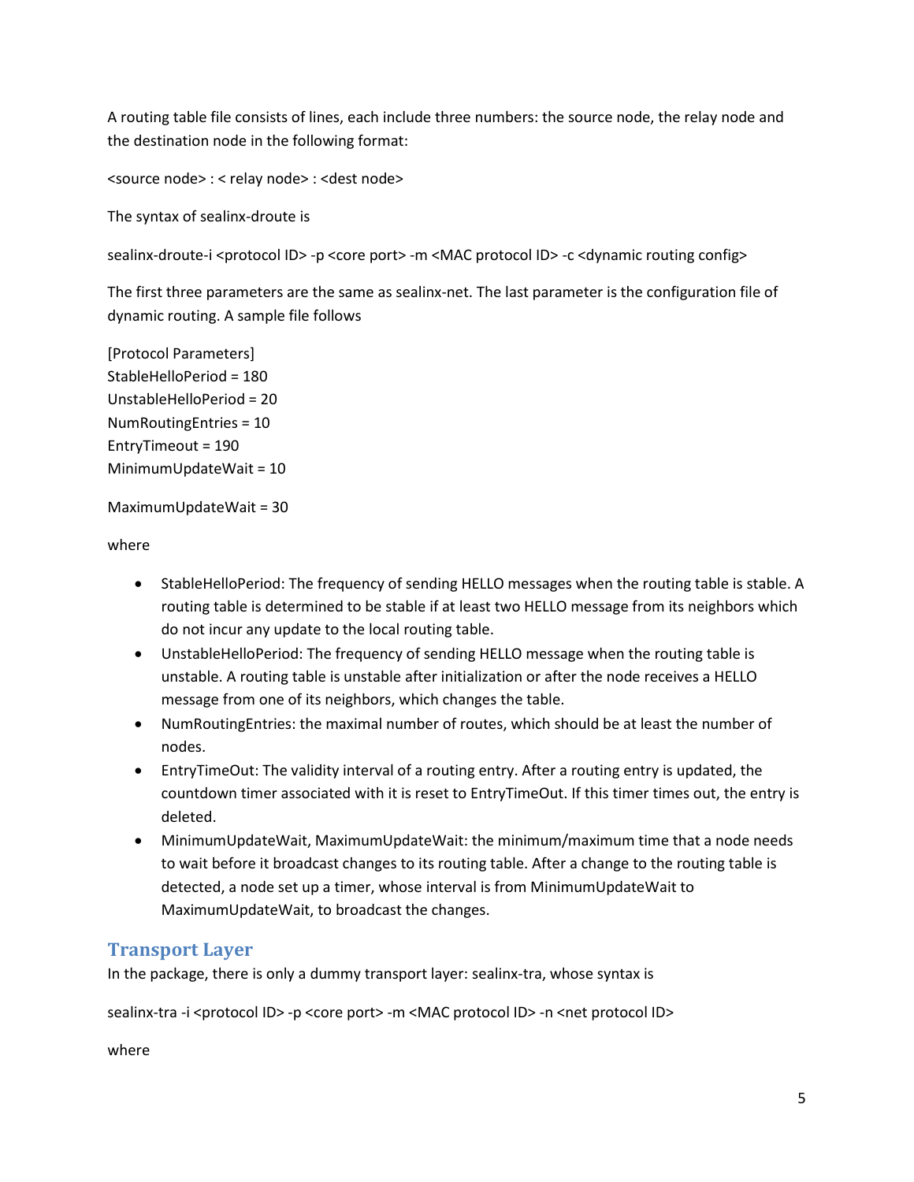A routing table file consists of lines, each include three numbers: the source node, the relay node and the destination node in the following format:

<source node> : < relay node> : <dest node>

The syntax of sealinx-droute is

sealinx-droute-i <protocol ID> -p <core port> -m <MAC protocol ID> -c <dynamic routing config>

The first three parameters are the same as sealinx-net. The last parameter is the configuration file of dynamic routing. A sample file follows

```
[Protocol Parameters]
StableHelloPeriod = 180
UnstableHelloPeriod = 20
NumRoutingEntries = 10
EntryTimeout = 190
MinimumUpdateWait = 10

MaximumUpdateWait = 30
```

where

- StableHelloPeriod: The frequency of sending HELLO messages when the routing table is stable. A routing table is determined to be stable if at least two HELLO message from its neighbors which do not incur any update to the local routing table.
- UnstableHelloPeriod: The frequency of sending HELLO message when the routing table is unstable. A routing table is unstable after initialization or after the node receives a HELLO message from one of its neighbors, which changes the table.
- NumRoutingEntries: the maximal number of routes, which should be at least the number of nodes.
- EntryTimeOut: The validity interval of a routing entry. After a routing entry is updated, the countdown timer associated with it is reset to EntryTimeOut. If this timer times out, the entry is deleted.
- MinimumUpdateWait, MaximumUpdateWait: the minimum/maximum time that a node needs to wait before it broadcast changes to its routing table. After a change to the routing table is detected, a node set up a timer, whose interval is from MinimumUpdateWait to MaximumUpdateWait, to broadcast the changes.

## Transport Layer

In the package, there is only a dummy transport layer: sealinx-tra, whose syntax is

sealinx-tra -i <protocol ID> -p <core port> -m <MAC protocol ID> -n <net protocol ID>

where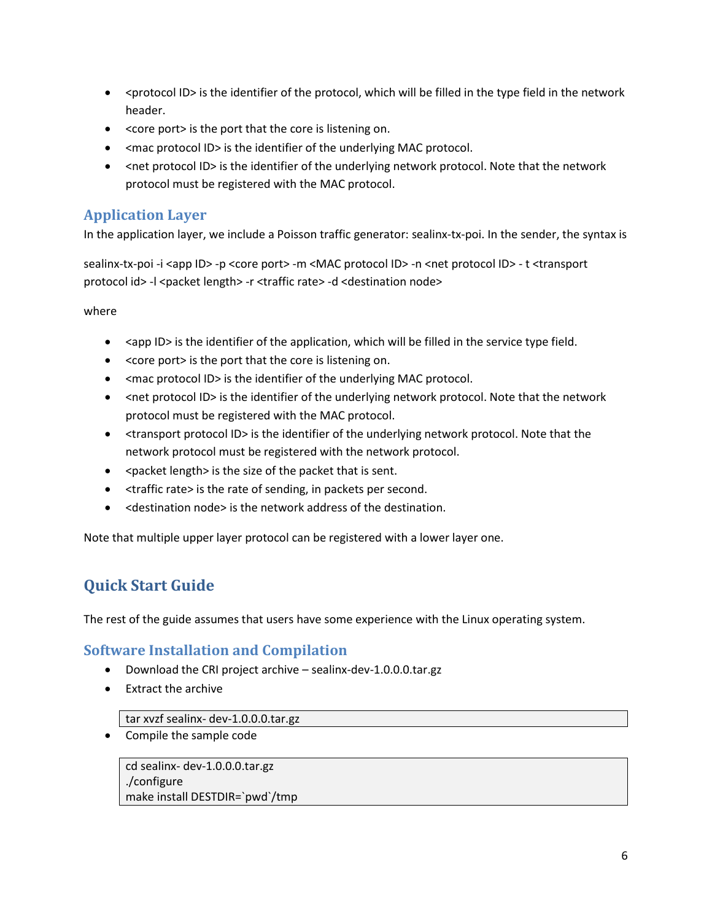- <protocol ID> is the identifier of the protocol, which will be filled in the type field in the network header.
- <core port> is the port that the core is listening on.
- <mac protocol ID> is the identifier of the underlying MAC protocol.
- <net protocol ID> is the identifier of the underlying network protocol. Note that the network protocol must be registered with the MAC protocol.

### Application Layer

In the application layer, we include a Poisson traffic generator: sealinx-tx-poi. In the sender, the syntax is

sealinx-tx-poi -i <app ID> -p <core port> -m <MAC protocol ID> -n <net protocol ID> - t <transport protocol id> -l <packet length> -r <traffic rate> -d <destination node>

where

- <app ID> is the identifier of the application, which will be filled in the service type field.
- <core port> is the port that the core is listening on.
- <mac protocol ID> is the identifier of the underlying MAC protocol.
- <net protocol ID> is the identifier of the underlying network protocol. Note that the network protocol must be registered with the MAC protocol.
- <transport protocol ID> is the identifier of the underlying network protocol. Note that the network protocol must be registered with the network protocol.
- <packet length> is the size of the packet that is sent.
- <traffic rate> is the rate of sending, in packets per second.
- <destination node> is the network address of the destination.

Note that multiple upper layer protocol can be registered with a lower layer one.

## Quick Start Guide

The rest of the guide assumes that users have some experience with the Linux operating system.

### Software Installation and Compilation

- Download the CRI project archive – sealinx-dev-1.0.0.0.tar.gz
- Extract the archive

```
tar xvzf sealinx- dev-1.0.0.0.tar.gz
```

- Compile the sample code

```
cd sealinx- dev-1.0.0.0.tar.gz
./configure
make install DESTDIR=`pwd`/tmp
```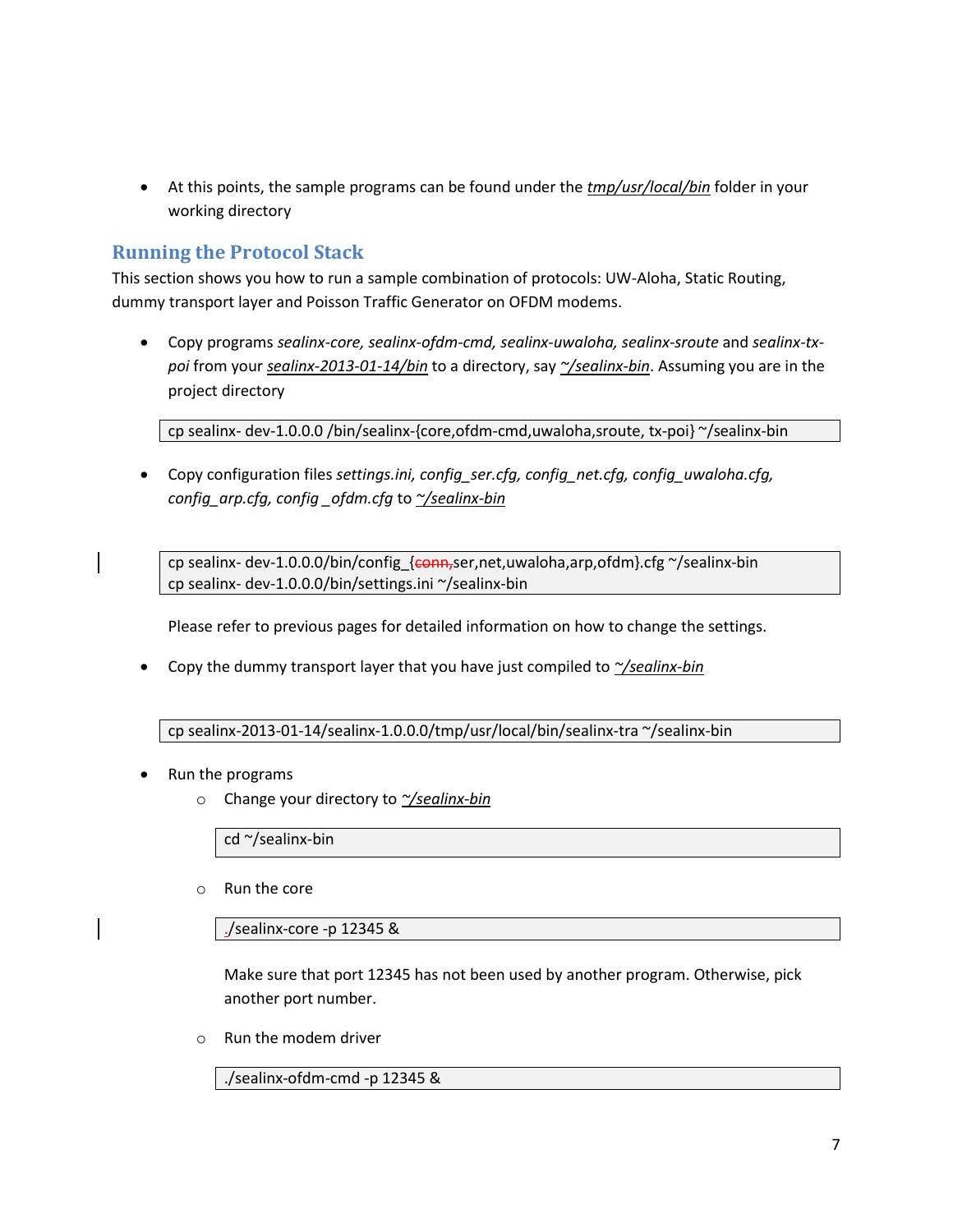- At this points, the sample programs can be found under the *tmp/usr/local/bin* folder in your working directory

## Running the Protocol Stack

This section shows you how to run a sample combination of protocols: UW-Aloha, Static Routing, dummy transport layer and Poisson Traffic Generator on OFDM modems.

- Copy programs *sealinx-core, sealinx-ofdm-cmd, sealinx-uwaloha, sealinx-sroute* and *sealinx-tx-poi* from your *sealinx-2013-01-14/bin* to a directory, say *~/sealinx-bin*. Assuming you are in the project directory

```
cp sealinx- dev-1.0.0.0 /bin/sealinx-{core,ofdm-cmd,uwaloha,sroute, tx-poi} ~/sealinx-bin
```

- Copy configuration files *settings.ini, config_ser.cfg, config_net.cfg, config_uwaloha.cfg, config_arp.cfg, config _ofdm.cfg* to *~/sealinx-bin*

```
cp sealinx- dev-1.0.0.0/bin/config_{conn,ser,net,uwaloha,arp,ofdm}.cfg ~/sealinx-bin
cp sealinx- dev-1.0.0.0/bin/settings.ini ~/sealinx-bin
```

Please refer to previous pages for detailed information on how to change the settings.

- Copy the dummy transport layer that you have just compiled to *~/sealinx-bin*

```
cp sealinx-2013-01-14/sealinx-1.0.0.0/tmp/usr/local/bin/sealinx-tra ~/sealinx-bin
```

- Run the programs
  - Change your directory to *~/sealinx-bin*

    ```
    cd ~/sealinx-bin
    ```

  - Run the core

    ```
    ./sealinx-core -p 12345 &
    ```

    Make sure that port 12345 has not been used by another program. Otherwise, pick another port number.

  - Run the modem driver

    ```
    ./sealinx-ofdm-cmd -p 12345 &
    ```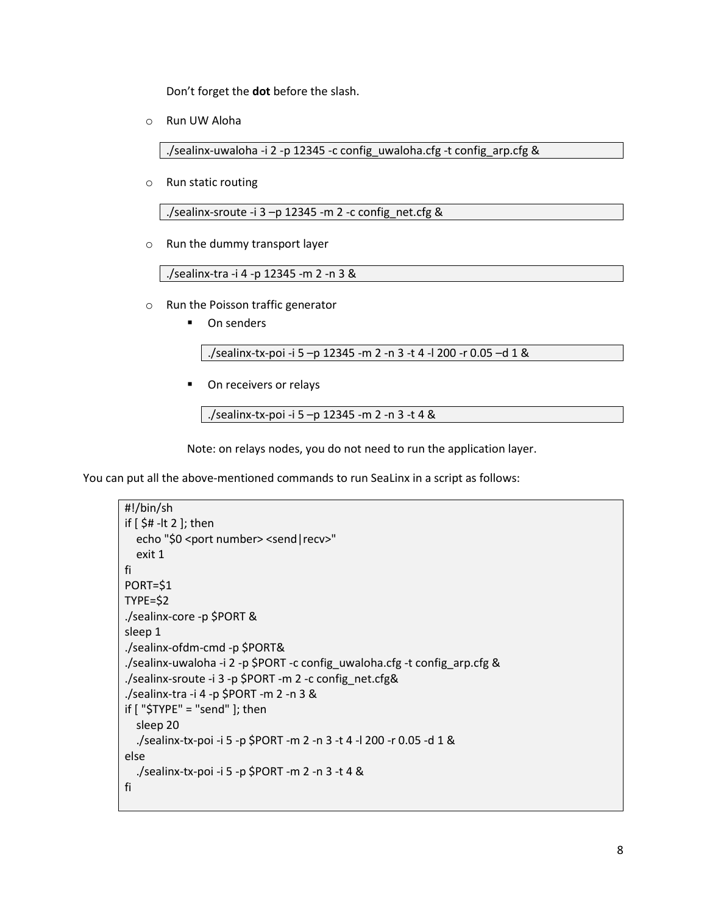Don't forget the **dot** before the slash.

- Run UW Aloha

```
./sealinx-uwaloha -i 2 -p 12345 -c config_uwaloha.cfg -t config_arp.cfg &
```

- Run static routing

```
./sealinx-sroute -i 3 –p 12345 -m 2 -c config_net.cfg &
```

- Run the dummy transport layer

```
./sealinx-tra -i 4 -p 12345 -m 2 -n 3 &
```

- Run the Poisson traffic generator
  - On senders

    ```
    ./sealinx-tx-poi -i 5 –p 12345 -m 2 -n 3 -t 4 -l 200 -r 0.05 –d 1 &
    ```

  - On receivers or relays

    ```
    ./sealinx-tx-poi -i 5 –p 12345 -m 2 -n 3 -t 4 &
    ```

  Note: on relays nodes, you do not need to run the application layer.

You can put all the above-mentioned commands to run SeaLinx in a script as follows:

```
#!/bin/sh
if [ $# -lt 2 ]; then
   echo "$0 <port number> <send|recv>"
   exit 1
fi
PORT=$1
TYPE=$2
./sealinx-core -p $PORT &
sleep 1
./sealinx-ofdm-cmd -p $PORT&
./sealinx-uwaloha -i 2 -p $PORT -c config_uwaloha.cfg -t config_arp.cfg &
./sealinx-sroute -i 3 -p $PORT -m 2 -c config_net.cfg&
./sealinx-tra -i 4 -p $PORT -m 2 -n 3 &
if [ "$TYPE" = "send" ]; then
   sleep 20
   ./sealinx-tx-poi -i 5 -p $PORT -m 2 -n 3 -t 4 -l 200 -r 0.05 -d 1 &
else
   ./sealinx-tx-poi -i 5 -p $PORT -m 2 -n 3 -t 4 &
fi
```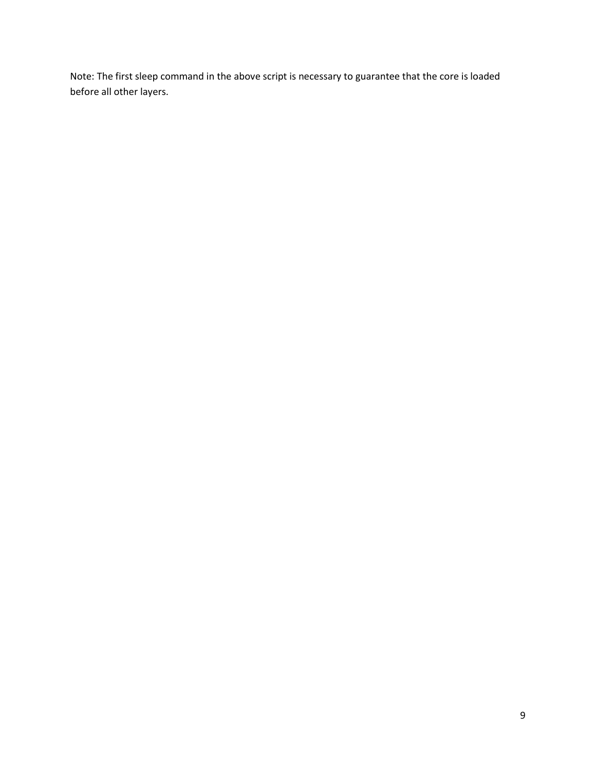Note: The first sleep command in the above script is necessary to guarantee that the core is loaded before all other layers.